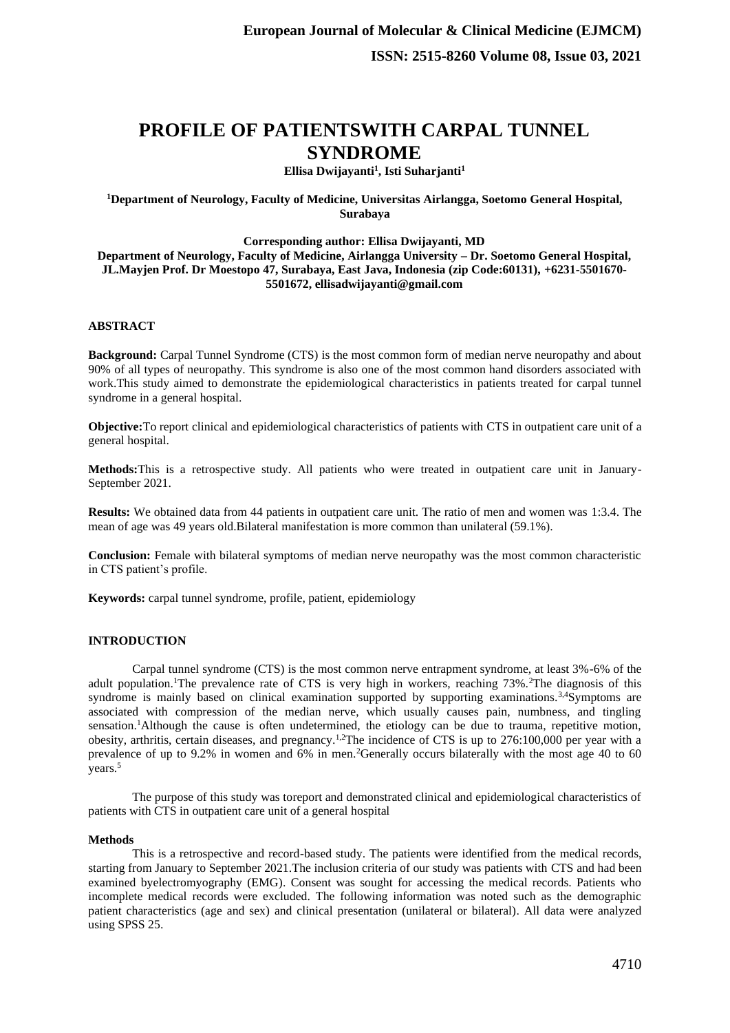# PROFILE OF PATIENTSWITH CARPAL TUNNEL SYNDROME

**Ellisa Dwijayanti[1], Isti Suharjanti[1]**

**[1]Department of Neurology, Faculty of Medicine, Universitas Airlangga, Soetomo General Hospital, Surabaya**

**Corresponding author: Ellisa Dwijayanti, MD**
**Department of Neurology, Faculty of Medicine, Airlangga University – Dr. Soetomo General Hospital, JL.Mayjen Prof. Dr Moestopo 47, Surabaya, East Java, Indonesia (zip Code:60131), +6231-5501670-5501672, ellisadwijayanti@gmail.com**

## ABSTRACT

**Background:** Carpal Tunnel Syndrome (CTS) is the most common form of median nerve neuropathy and about 90% of all types of neuropathy. This syndrome is also one of the most common hand disorders associated with work.This study aimed to demonstrate the epidemiological characteristics in patients treated for carpal tunnel syndrome in a general hospital.

**Objective:**To report clinical and epidemiological characteristics of patients with CTS in outpatient care unit of a general hospital.

**Methods:**This is a retrospective study. All patients who were treated in outpatient care unit in January-September 2021.

**Results:** We obtained data from 44 patients in outpatient care unit. The ratio of men and women was 1:3.4. The mean of age was 49 years old.Bilateral manifestation is more common than unilateral (59.1%).

**Conclusion:** Female with bilateral symptoms of median nerve neuropathy was the most common characteristic in CTS patient's profile.

**Keywords:** carpal tunnel syndrome, profile, patient, epidemiology

## INTRODUCTION

Carpal tunnel syndrome (CTS) is the most common nerve entrapment syndrome, at least 3%-6% of the adult population.[1]The prevalence rate of CTS is very high in workers, reaching 73%.[2]The diagnosis of this syndrome is mainly based on clinical examination supported by supporting examinations.[3,4]Symptoms are associated with compression of the median nerve, which usually causes pain, numbness, and tingling sensation.[1]Although the cause is often undetermined, the etiology can be due to trauma, repetitive motion, obesity, arthritis, certain diseases, and pregnancy.[1,2]The incidence of CTS is up to 276:100,000 per year with a prevalence of up to 9.2% in women and 6% in men.[2]Generally occurs bilaterally with the most age 40 to 60 years.[5]

The purpose of this study was toreport and demonstrated clinical and epidemiological characteristics of patients with CTS in outpatient care unit of a general hospital

### Methods

This is a retrospective and record-based study. The patients were identified from the medical records, starting from January to September 2021.The inclusion criteria of our study was patients with CTS and had been examined byelectromyography (EMG). Consent was sought for accessing the medical records. Patients who incomplete medical records were excluded. The following information was noted such as the demographic patient characteristics (age and sex) and clinical presentation (unilateral or bilateral). All data were analyzed using SPSS 25.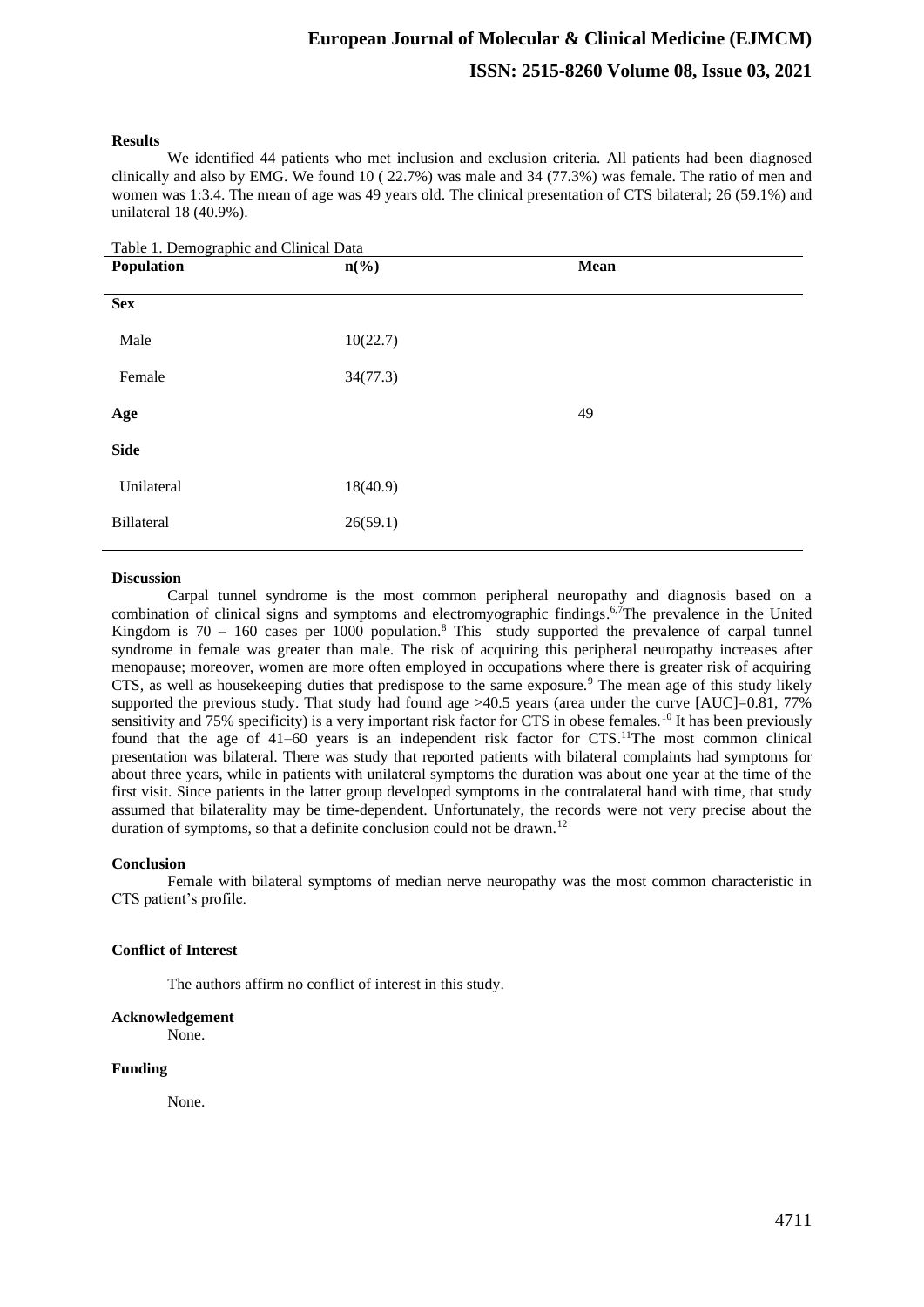**Results**

We identified 44 patients who met inclusion and exclusion criteria. All patients had been diagnosed clinically and also by EMG. We found 10 ( 22.7%) was male and 34 (77.3%) was female. The ratio of men and women was 1:3.4. The mean of age was 49 years old. The clinical presentation of CTS bilateral; 26 (59.1%) and unilateral 18 (40.9%).

Table 1. Demographic and Clinical Data

| Population | n(%) | Mean |
|---|---|---|
| **Sex** | | |
| Male | 10(22.7) | |
| Female | 34(77.3) | |
| **Age** | | 49 |
| **Side** | | |
| Unilateral | 18(40.9) | |
| Billateral | 26(59.1) | |

**Discussion**

Carpal tunnel syndrome is the most common peripheral neuropathy and diagnosis based on a combination of clinical signs and symptoms and electromyographic findings.[6,7]The prevalence in the United Kingdom is 70 – 160 cases per 1000 population.[8] This study supported the prevalence of carpal tunnel syndrome in female was greater than male. The risk of acquiring this peripheral neuropathy increases after menopause; moreover, women are more often employed in occupations where there is greater risk of acquiring CTS, as well as housekeeping duties that predispose to the same exposure.[9] The mean age of this study likely supported the previous study. That study had found age >40.5 years (area under the curve [AUC]=0.81, 77% sensitivity and 75% specificity) is a very important risk factor for CTS in obese females.[10] It has been previously found that the age of 41–60 years is an independent risk factor for CTS.[11]The most common clinical presentation was bilateral. There was study that reported patients with bilateral complaints had symptoms for about three years, while in patients with unilateral symptoms the duration was about one year at the time of the first visit. Since patients in the latter group developed symptoms in the contralateral hand with time, that study assumed that bilaterality may be time-dependent. Unfortunately, the records were not very precise about the duration of symptoms, so that a definite conclusion could not be drawn.[12]

**Conclusion**

Female with bilateral symptoms of median nerve neuropathy was the most common characteristic in CTS patient's profile.

**Conflict of Interest**

The authors affirm no conflict of interest in this study.

**Acknowledgement**

None.

**Funding**

None.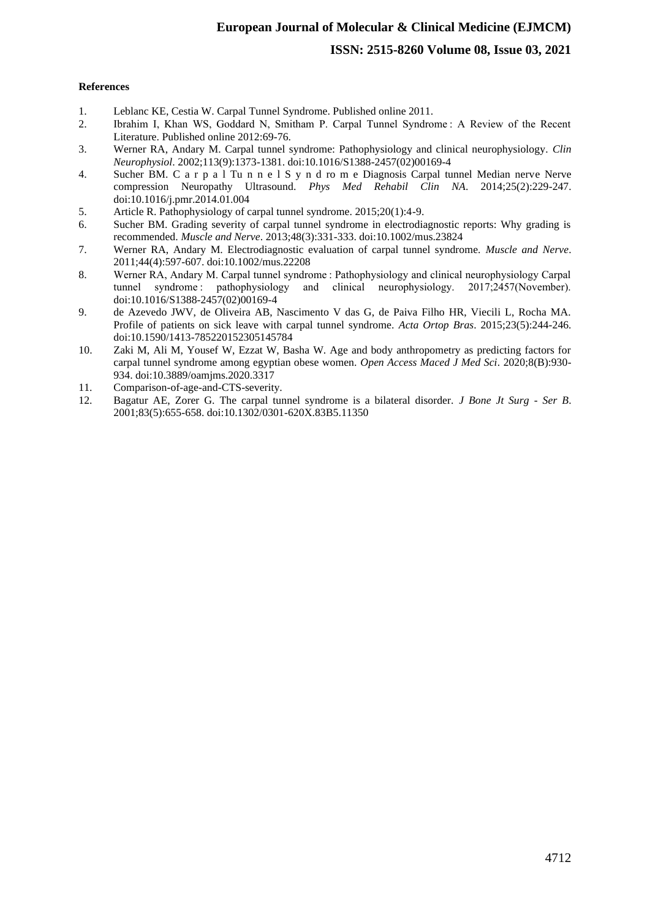**References**

1. Leblanc KE, Cestia W. Carpal Tunnel Syndrome. Published online 2011.
2. Ibrahim I, Khan WS, Goddard N, Smitham P. Carpal Tunnel Syndrome : A Review of the Recent Literature. Published online 2012:69-76.
3. Werner RA, Andary M. Carpal tunnel syndrome: Pathophysiology and clinical neurophysiology. *Clin Neurophysiol*. 2002;113(9):1373-1381. doi:10.1016/S1388-2457(02)00169-4
4. Sucher BM. C a r p a l Tu n n e l S y n d ro m e Diagnosis Carpal tunnel Median nerve Nerve compression Neuropathy Ultrasound. *Phys Med Rehabil Clin NA*. 2014;25(2):229-247. doi:10.1016/j.pmr.2014.01.004
5. Article R. Pathophysiology of carpal tunnel syndrome. 2015;20(1):4-9.
6. Sucher BM. Grading severity of carpal tunnel syndrome in electrodiagnostic reports: Why grading is recommended. *Muscle and Nerve*. 2013;48(3):331-333. doi:10.1002/mus.23824
7. Werner RA, Andary M. Electrodiagnostic evaluation of carpal tunnel syndrome. *Muscle and Nerve*. 2011;44(4):597-607. doi:10.1002/mus.22208
8. Werner RA, Andary M. Carpal tunnel syndrome : Pathophysiology and clinical neurophysiology Carpal tunnel syndrome : pathophysiology and clinical neurophysiology. 2017;2457(November). doi:10.1016/S1388-2457(02)00169-4
9. de Azevedo JWV, de Oliveira AB, Nascimento V das G, de Paiva Filho HR, Viecili L, Rocha MA. Profile of patients on sick leave with carpal tunnel syndrome. *Acta Ortop Bras*. 2015;23(5):244-246. doi:10.1590/1413-785220152305145784
10. Zaki M, Ali M, Yousef W, Ezzat W, Basha W. Age and body anthropometry as predicting factors for carpal tunnel syndrome among egyptian obese women. *Open Access Maced J Med Sci*. 2020;8(B):930-934. doi:10.3889/oamjms.2020.3317
11. Comparison-of-age-and-CTS-severity.
12. Bagatur AE, Zorer G. The carpal tunnel syndrome is a bilateral disorder. *J Bone Jt Surg - Ser B*. 2001;83(5):655-658. doi:10.1302/0301-620X.83B5.11350